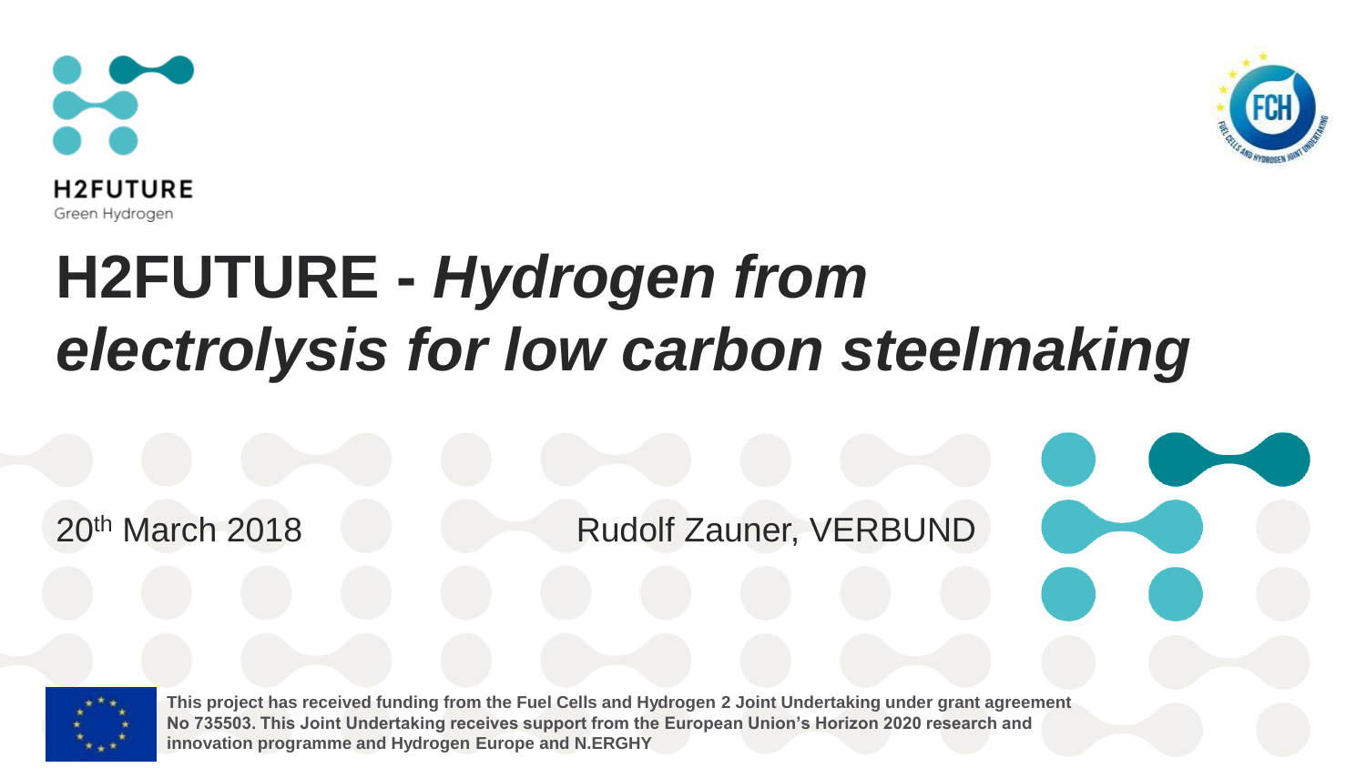**H2FUTURE**
Green Hydrogen

# H2FUTURE - *Hydrogen from electrolysis for low carbon steelmaking*

20th March 2018

Rudolf Zauner, VERBUND

**This project has received funding from the Fuel Cells and Hydrogen 2 Joint Undertaking under grant agreement No 735503. This Joint Undertaking receives support from the European Union's Horizon 2020 research and innovation programme and Hydrogen Europe and N.ERGHY**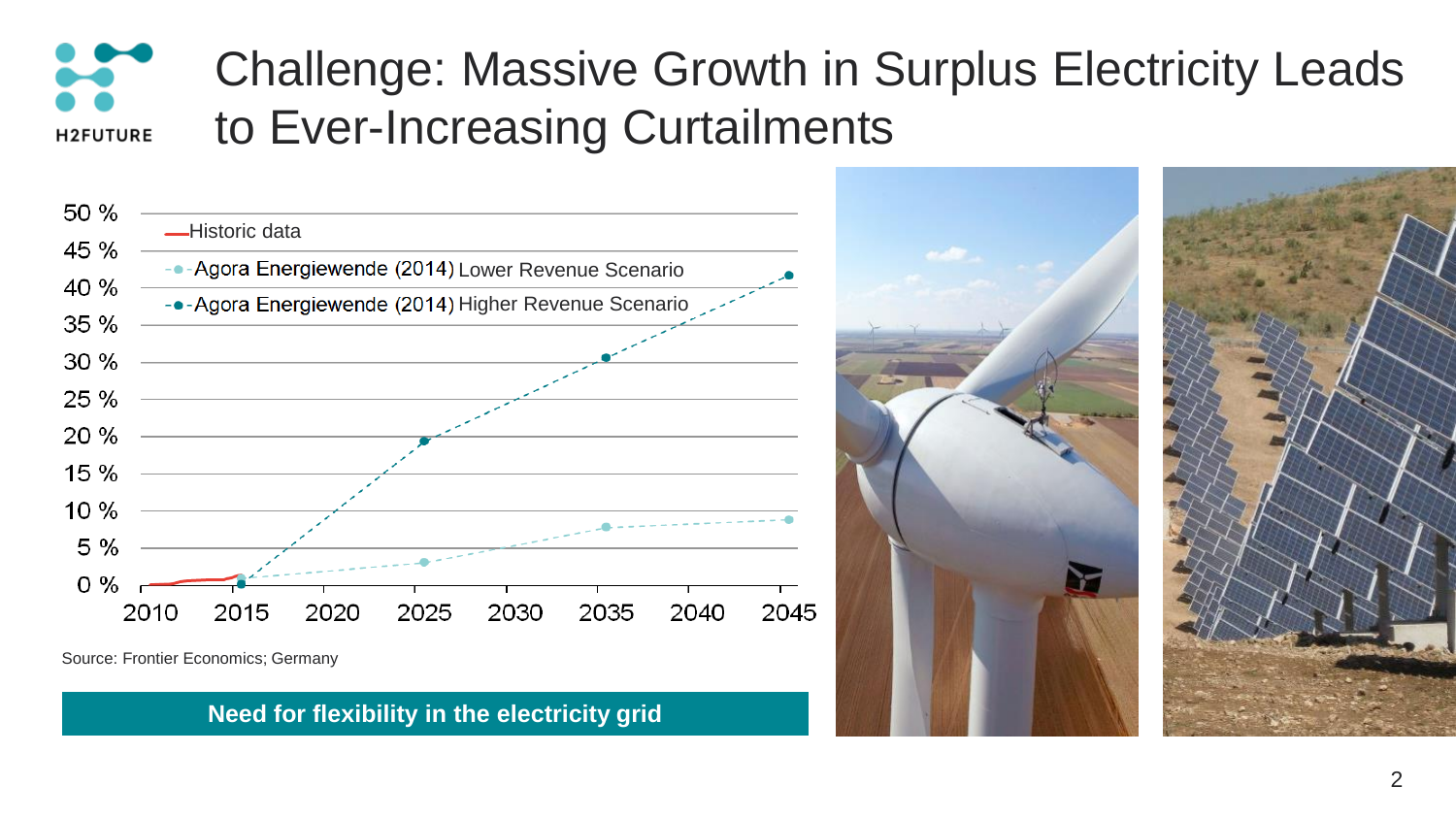# Challenge: Massive Growth in Surplus Electricity Leads to Ever-Increasing Curtailments

- Historic data
- Agora Energiewende (2014) Lower Revenue Scenario
- Agora Energiewende (2014) Higher Revenue Scenario

| Year | Agora Energiewende (2014) Lower Revenue Scenario | Agora Energiewende (2014) Higher Revenue Scenario |
|---|---|---|
| 2015 | ~1 % | ~0 % |
| 2025 | ~3 % | ~19 % |
| 2035 | ~8 % | ~31 % |
| 2045 | ~9 % | ~42 % |

Source: Frontier Economics; Germany

**Need for flexibility in the electricity grid**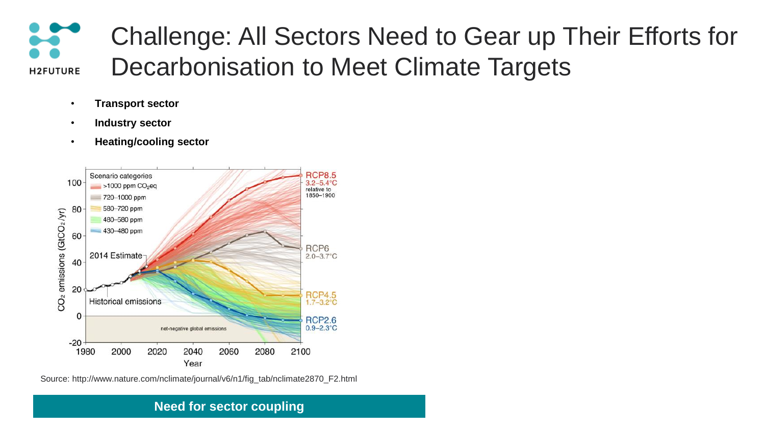# Challenge: All Sectors Need to Gear up Their Efforts for Decarbonisation to Meet Climate Targets

- **Transport sector**
- **Industry sector**
- **Heating/cooling sector**

Source: http://www.nature.com/nclimate/journal/v6/n1/fig_tab/nclimate2870_F2.html

**Need for sector coupling**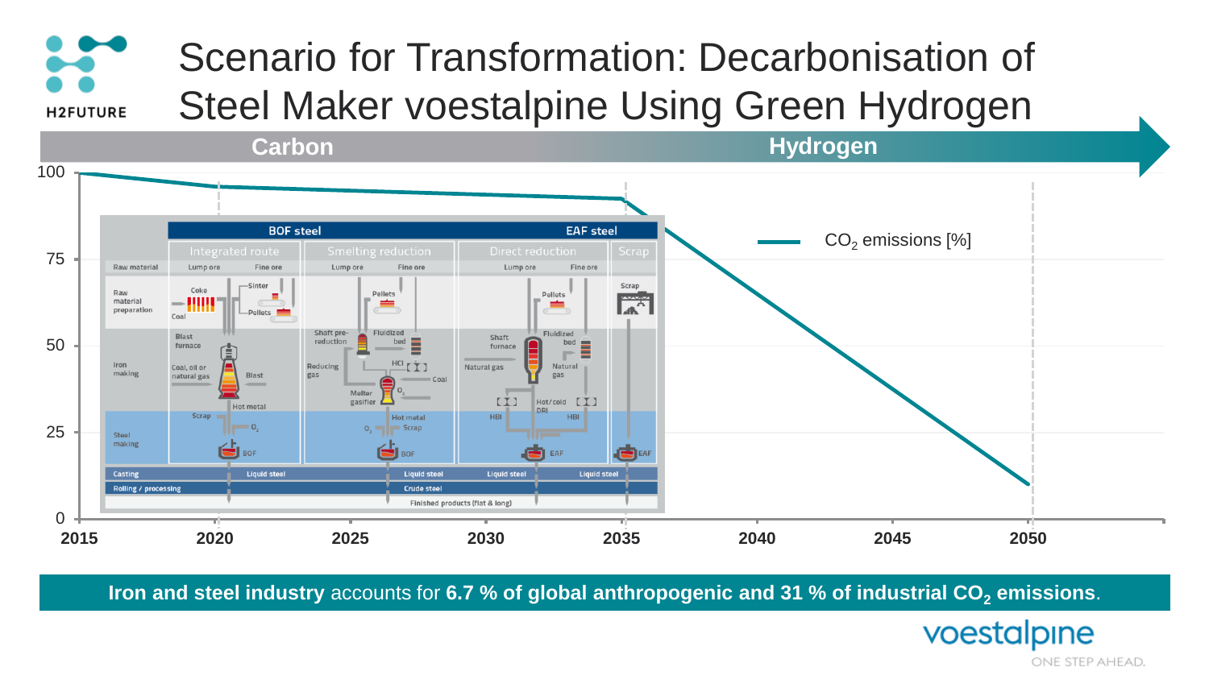# Scenario for Transformation: Decarbonisation of Steel Maker voestalpine Using Green Hydrogen

Carbon → Hydrogen

CO$_2$ emissions [%]

| Year | 2015 | 2020 | 2025 | 2030 | 2035 | 2040 | 2045 | 2050 |
|---|---|---|---|---|---|---|---|---|

Y-axis: 0, 25, 50, 75, 100

BOF steel | EAF steel

Integrated route | Smelting reduction | Direct reduction | Scrap

Raw material: Lump ore, Fine ore

Raw material preparation: Coke, Coal, Sinter, Pellets, Scrap

Iron making: Blast furnace, Coal, oil or natural gas, Blast, Hot metal, Shaft pre-reduction, Fluidized bed, Reducing gas, HCI, Coal, Melter gasifier, $O_2$, Shaft furnace, Natural gas, Hot/cold DRI, HBI

Steel making: Scrap, $O_2$, BOF, Hot metal, EAF

Casting: Liquid steel

Rolling / processing: Crude steel

Finished products (flat & long)

**Iron and steel industry** accounts for **6.7 % of global anthropogenic and 31 % of industrial $CO_2$ emissions**.

voestalpine ONE STEP AHEAD.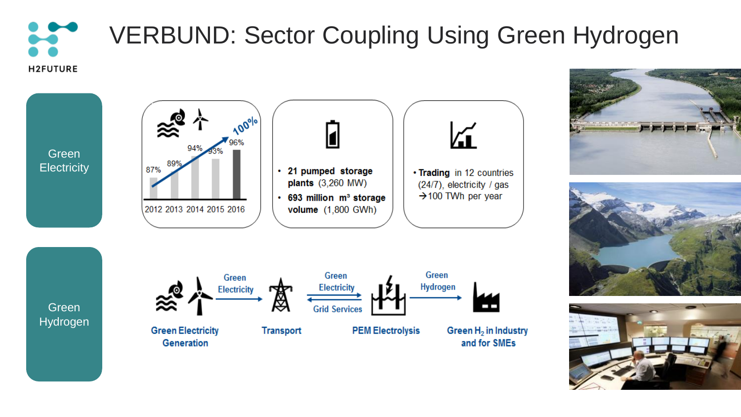H2FUTURE

# VERBUND: Sector Coupling Using Green Hydrogen

**Green Electricity**

87% 89% 94% 93% 96% 100%

2012 2013 2014 2015 2016

- **21 pumped storage plants** (3,260 MW)
- **693 million m³ storage volume** (1,800 GWh)

- **Trading** in 12 countries (24/7), electricity / gas → 100 TWh per year

**Green Hydrogen**

Green Electricity Generation → Green Electricity → Transport ⇄ Green Electricity / Grid Services ⇄ PEM Electrolysis → Green Hydrogen → Green $H_2$ in Industry and for SMEs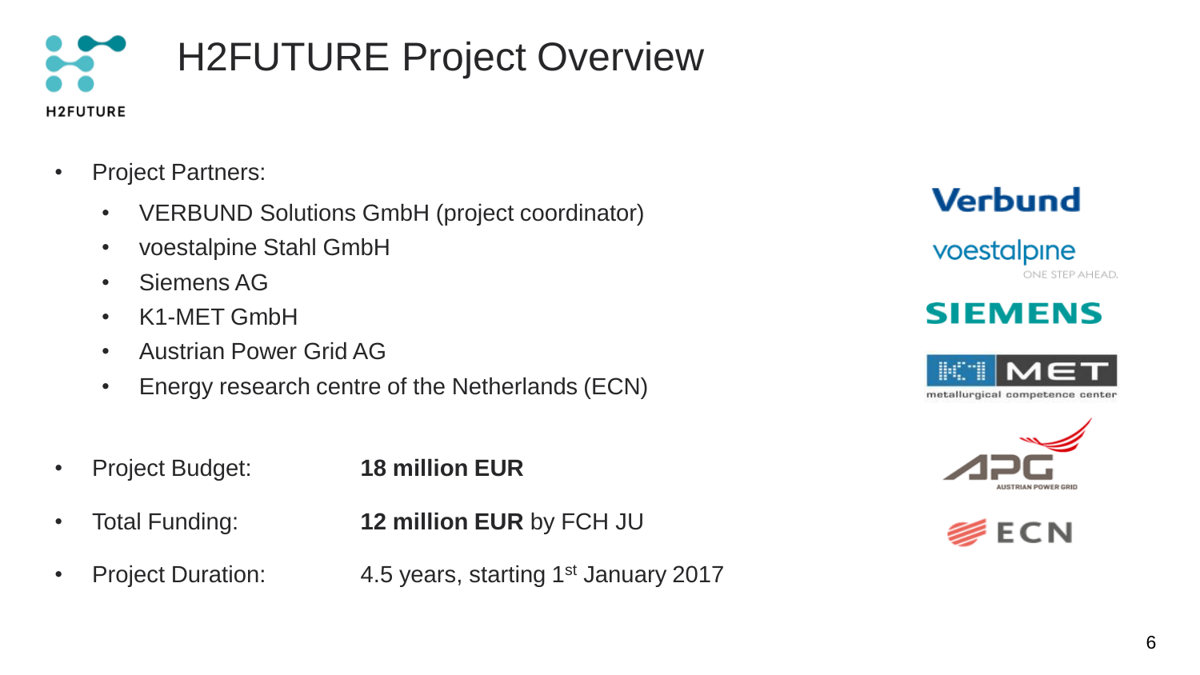# H2FUTURE Project Overview

- Project Partners:
  - VERBUND Solutions GmbH (project coordinator)
  - voestalpine Stahl GmbH
  - Siemens AG
  - K1-MET GmbH
  - Austrian Power Grid AG
  - Energy research centre of the Netherlands (ECN)

- Project Budget: **18 million EUR**
- Total Funding: **12 million EUR** by FCH JU
- Project Duration: 4.5 years, starting 1st January 2017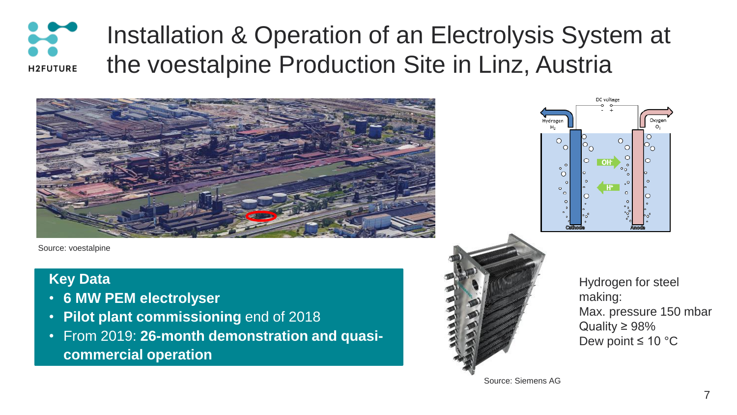# Installation & Operation of an Electrolysis System at the voestalpine Production Site in Linz, Austria

Source: voestalpine

**Key Data**

- **6 MW PEM electrolyser**
- **Pilot plant commissioning** end of 2018
- From 2019: **26-month demonstration and quasi-commercial operation**

Source: Siemens AG

Hydrogen for steel making:
Max. pressure 150 mbar
Quality ≥ 98%
Dew point ≤ 10 °C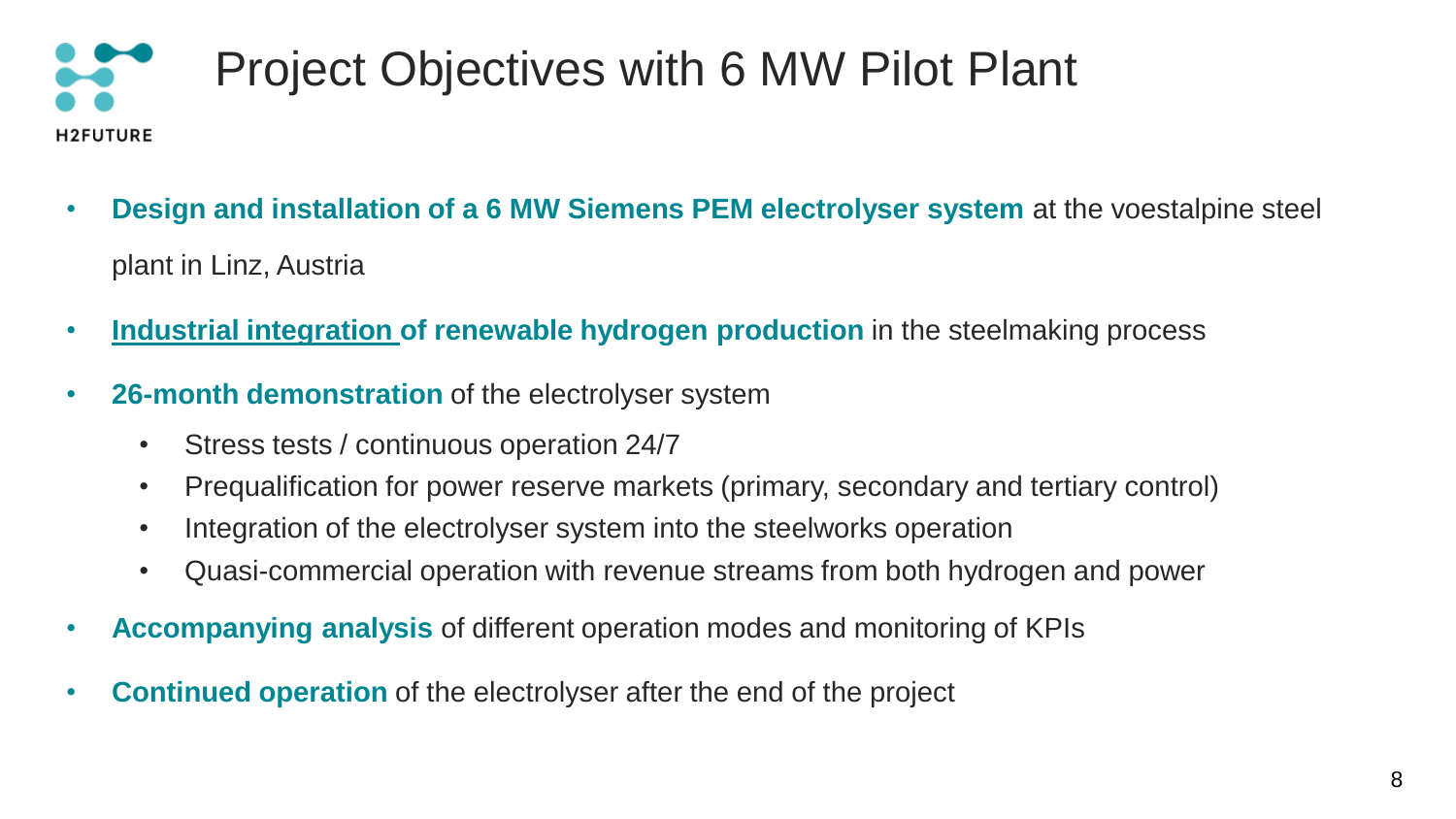# Project Objectives with 6 MW Pilot Plant

H2FUTURE

- **Design and installation of a 6 MW Siemens PEM electrolyser system** at the voestalpine steel plant in Linz, Austria
- **Industrial integration of renewable hydrogen production** in the steelmaking process
- **26-month demonstration** of the electrolyser system
  - Stress tests / continuous operation 24/7
  - Prequalification for power reserve markets (primary, secondary and tertiary control)
  - Integration of the electrolyser system into the steelworks operation
  - Quasi-commercial operation with revenue streams from both hydrogen and power
- **Accompanying analysis** of different operation modes and monitoring of KPIs
- **Continued operation** of the electrolyser after the end of the project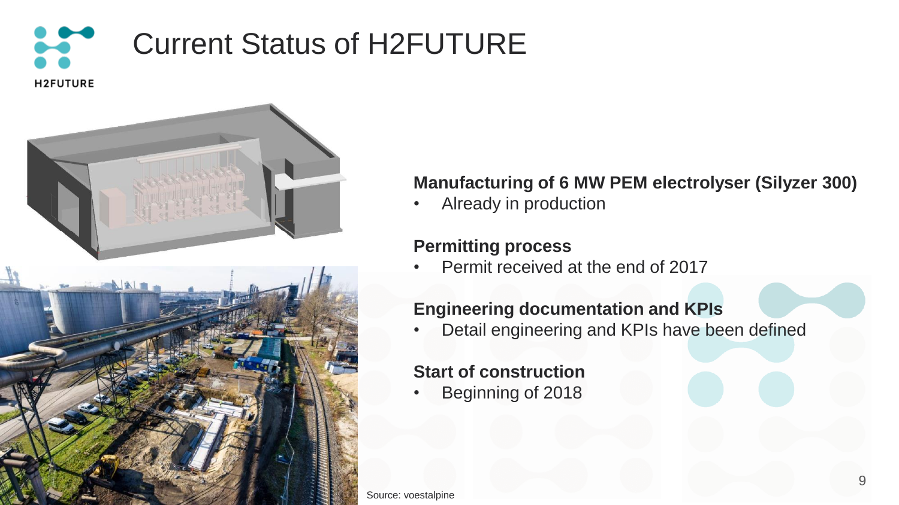# Current Status of H2FUTURE

**Manufacturing of 6 MW PEM electrolyser (Silyzer 300)**

- Already in production

**Permitting process**

- Permit received at the end of 2017

**Engineering documentation and KPIs**

- Detail engineering and KPIs have been defined

**Start of construction**

- Beginning of 2018

Source: voestalpine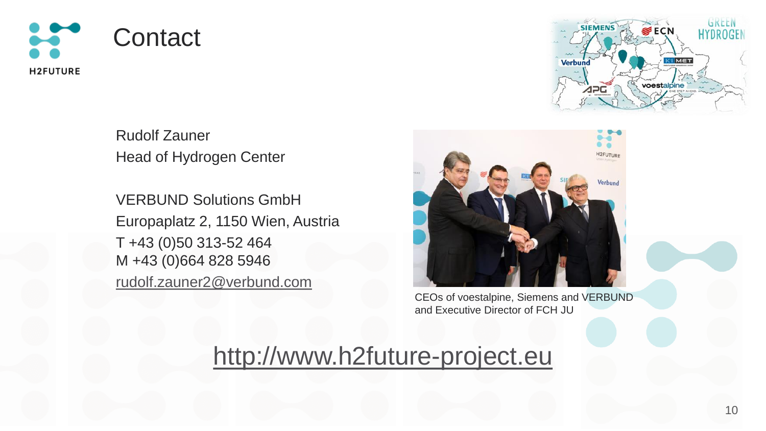# Contact

Rudolf Zauner
Head of Hydrogen Center

VERBUND Solutions GmbH
Europaplatz 2, 1150 Wien, Austria
T +43 (0)50 313-52 464
M +43 (0)664 828 5946
rudolf.zauner2@verbund.com

CEOs of voestalpine, Siemens and VERBUND and Executive Director of FCH JU

http://www.h2future-project.eu